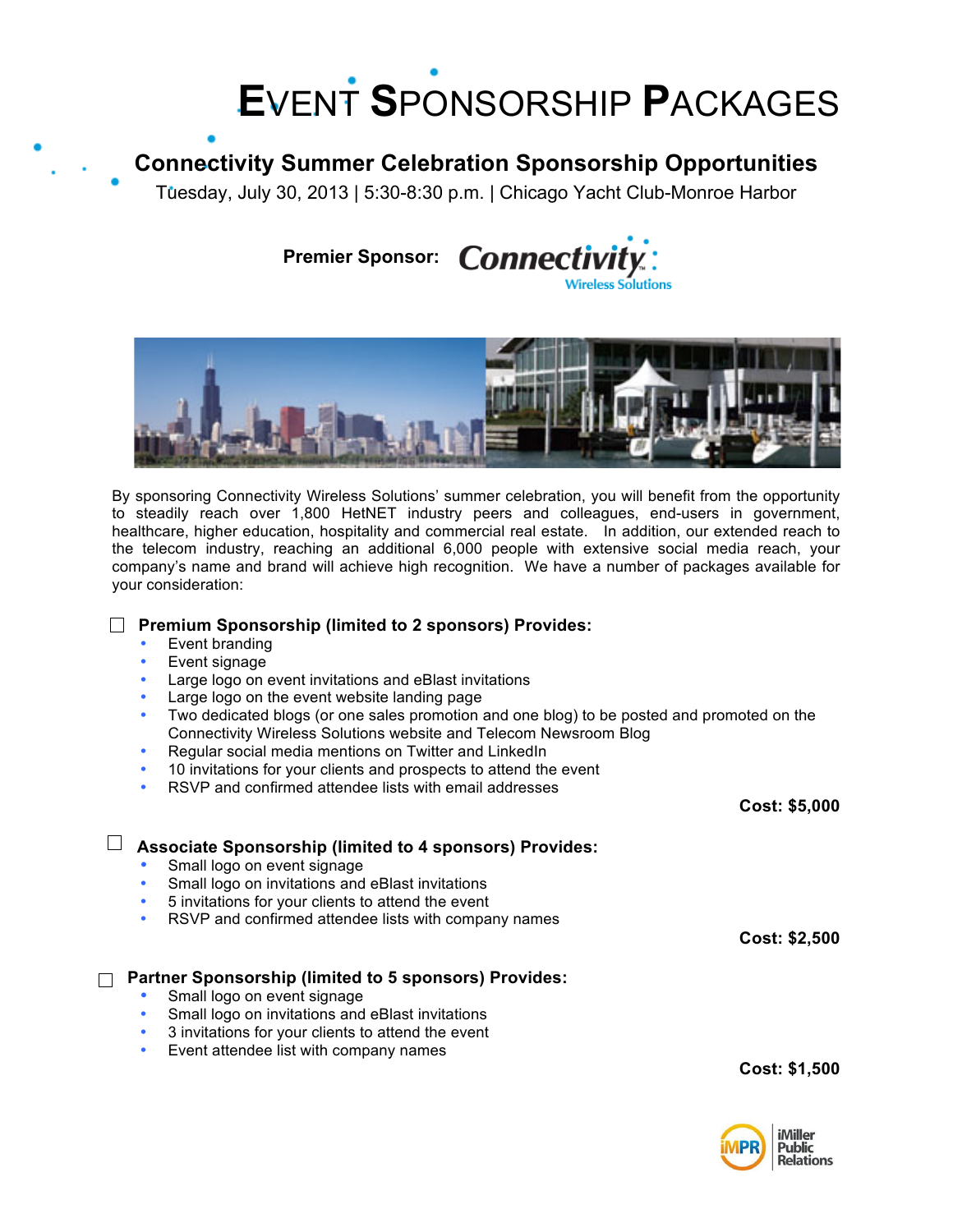# EVENT SPONSORSHIP PACKAGES

## Connectivity Summer Celebration Sponsorship Opportunities

Tuesday, July 30, 2013 | 5:30-8:30 p.m. | Chicago Yacht Club-Monroe Harbor

**Premier Sponsor:** Connectivity Wireless Solutions

By sponsoring Connectivity Wireless Solutions' summer celebration, you will benefit from the opportunity to steadily reach over 1,800 HetNET industry peers and colleagues, end-users in government, healthcare, higher education, hospitality and commercial real estate. In addition, our extended reach to the telecom industry, reaching an additional 6,000 people with extensive social media reach, your company's name and brand will achieve high recognition. We have a number of packages available for your consideration:

☐ **Premium Sponsorship (limited to 2 sponsors) Provides:**

- Event branding
- Event signage
- Large logo on event invitations and eBlast invitations
- Large logo on the event website landing page
- Two dedicated blogs (or one sales promotion and one blog) to be posted and promoted on the Connectivity Wireless Solutions website and Telecom Newsroom Blog
- Regular social media mentions on Twitter and LinkedIn
- 10 invitations for your clients and prospects to attend the event
- RSVP and confirmed attendee lists with email addresses

**Cost: $5,000**

☐ **Associate Sponsorship (limited to 4 sponsors) Provides:**

- Small logo on event signage
- Small logo on invitations and eBlast invitations
- 5 invitations for your clients to attend the event
- RSVP and confirmed attendee lists with company names

**Cost: $2,500**

☐ **Partner Sponsorship (limited to 5 sponsors) Provides:**

- Small logo on event signage
- Small logo on invitations and eBlast invitations
- 3 invitations for your clients to attend the event
- Event attendee list with company names

**Cost: $1,500**

iMPR iMiller Public Relations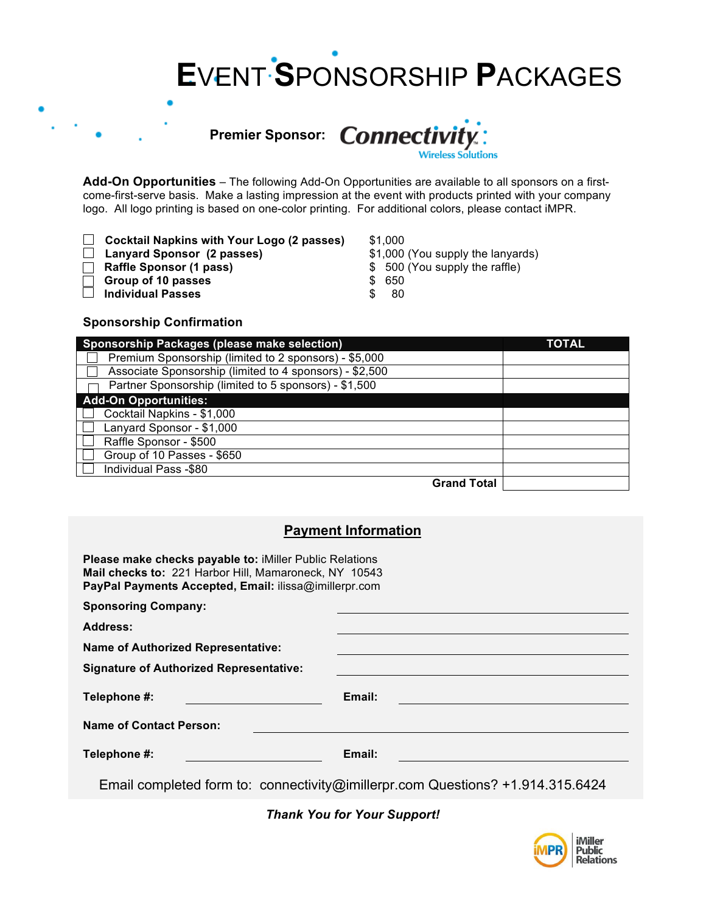# EVENT SPONSORSHIP PACKAGES

**Premier Sponsor:** Connectivity Wireless Solutions

**Add-On Opportunities** – The following Add-On Opportunities are available to all sponsors on a first-come-first-serve basis. Make a lasting impression at the event with products printed with your company logo. All logo printing is based on one-color printing. For additional colors, please contact iMPR.

| | |
|---|---|
| ☐ **Cocktail Napkins with Your Logo (2 passes)** | $1,000 |
| ☐ **Lanyard Sponsor (2 passes)** | $1,000 (You supply the lanyards) |
| ☐ **Raffle Sponsor (1 pass)** | $ 500 (You supply the raffle) |
| ☐ **Group of 10 passes** | $ 650 |
| ☐ **Individual Passes** | $ 80 |

**Sponsorship Confirmation**

| Sponsorship Packages (please make selection) | TOTAL |
|---|---|
| ☐ Premium Sponsorship (limited to 2 sponsors) - $5,000 | |
| ☐ Associate Sponsorship (limited to 4 sponsors) - $2,500 | |
| ☐ Partner Sponsorship (limited to 5 sponsors) - $1,500 | |
| **Add-On Opportunities:** | |
| ☐ Cocktail Napkins - $1,000 | |
| ☐ Lanyard Sponsor - $1,000 | |
| ☐ Raffle Sponsor - $500 | |
| ☐ Group of 10 Passes - $650 | |
| ☐ Individual Pass -$80 | |
| **Grand Total** | |

## Payment Information

**Please make checks payable to:** iMiller Public Relations
**Mail checks to:** 221 Harbor Hill, Mamaroneck, NY 10543
**PayPal Payments Accepted, Email:** ilissa@imillerpr.com

**Sponsoring Company:** ______________________

**Address:** ______________________

**Name of Authorized Representative:** ______________________

**Signature of Authorized Representative:** ______________________

**Telephone #:** ____________ **Email:** ____________

**Name of Contact Person:** ______________________

**Telephone #:** ____________ **Email:** ____________

Email completed form to: connectivity@imillerpr.com Questions? +1.914.315.6424

***Thank You for Your Support!***

iMPR iMiller Public Relations